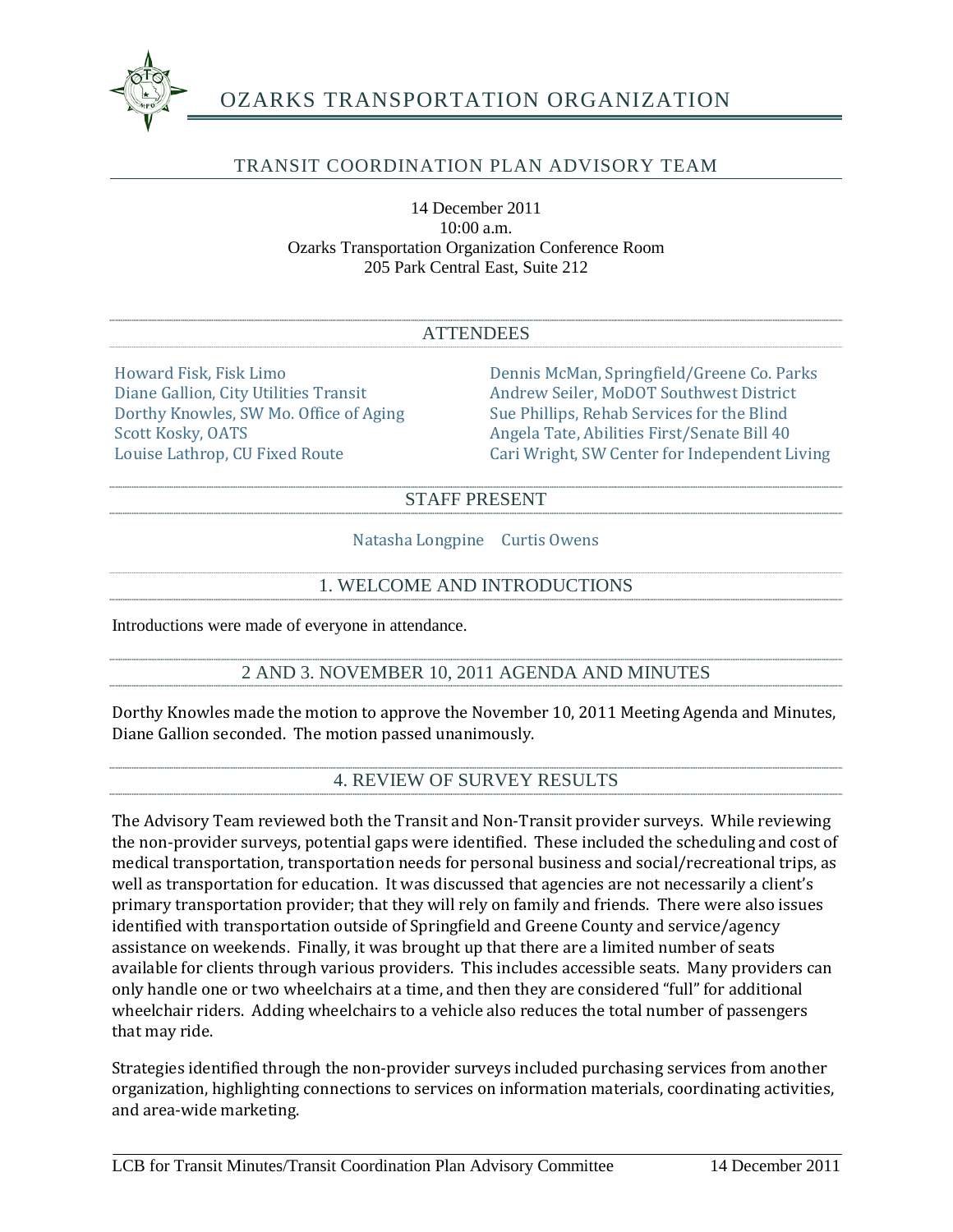# OZARKS TRANSPORTATION ORGANIZATION

## TRANSIT COORDINATION PLAN ADVISORY TEAM

14 December 2011
10:00 a.m.
Ozarks Transportation Organization Conference Room
205 Park Central East, Suite 212

## ATTENDEES

Howard Fisk, Fisk Limo
Diane Gallion, City Utilities Transit
Dorthy Knowles, SW Mo. Office of Aging
Scott Kosky, OATS
Louise Lathrop, CU Fixed Route
Dennis McMan, Springfield/Greene Co. Parks
Andrew Seiler, MoDOT Southwest District
Sue Phillips, Rehab Services for the Blind
Angela Tate, Abilities First/Senate Bill 40
Cari Wright, SW Center for Independent Living

## STAFF PRESENT

Natasha Longpine     Curtis Owens

## 1. WELCOME AND INTRODUCTIONS

Introductions were made of everyone in attendance.

## 2 AND 3. NOVEMBER 10, 2011 AGENDA AND MINUTES

Dorthy Knowles made the motion to approve the November 10, 2011 Meeting Agenda and Minutes, Diane Gallion seconded. The motion passed unanimously.

## 4. REVIEW OF SURVEY RESULTS

The Advisory Team reviewed both the Transit and Non-Transit provider surveys. While reviewing the non-provider surveys, potential gaps were identified. These included the scheduling and cost of medical transportation, transportation needs for personal business and social/recreational trips, as well as transportation for education. It was discussed that agencies are not necessarily a client's primary transportation provider; that they will rely on family and friends. There were also issues identified with transportation outside of Springfield and Greene County and service/agency assistance on weekends. Finally, it was brought up that there are a limited number of seats available for clients through various providers. This includes accessible seats. Many providers can only handle one or two wheelchairs at a time, and then they are considered "full" for additional wheelchair riders. Adding wheelchairs to a vehicle also reduces the total number of passengers that may ride.

Strategies identified through the non-provider surveys included purchasing services from another organization, highlighting connections to services on information materials, coordinating activities, and area-wide marketing.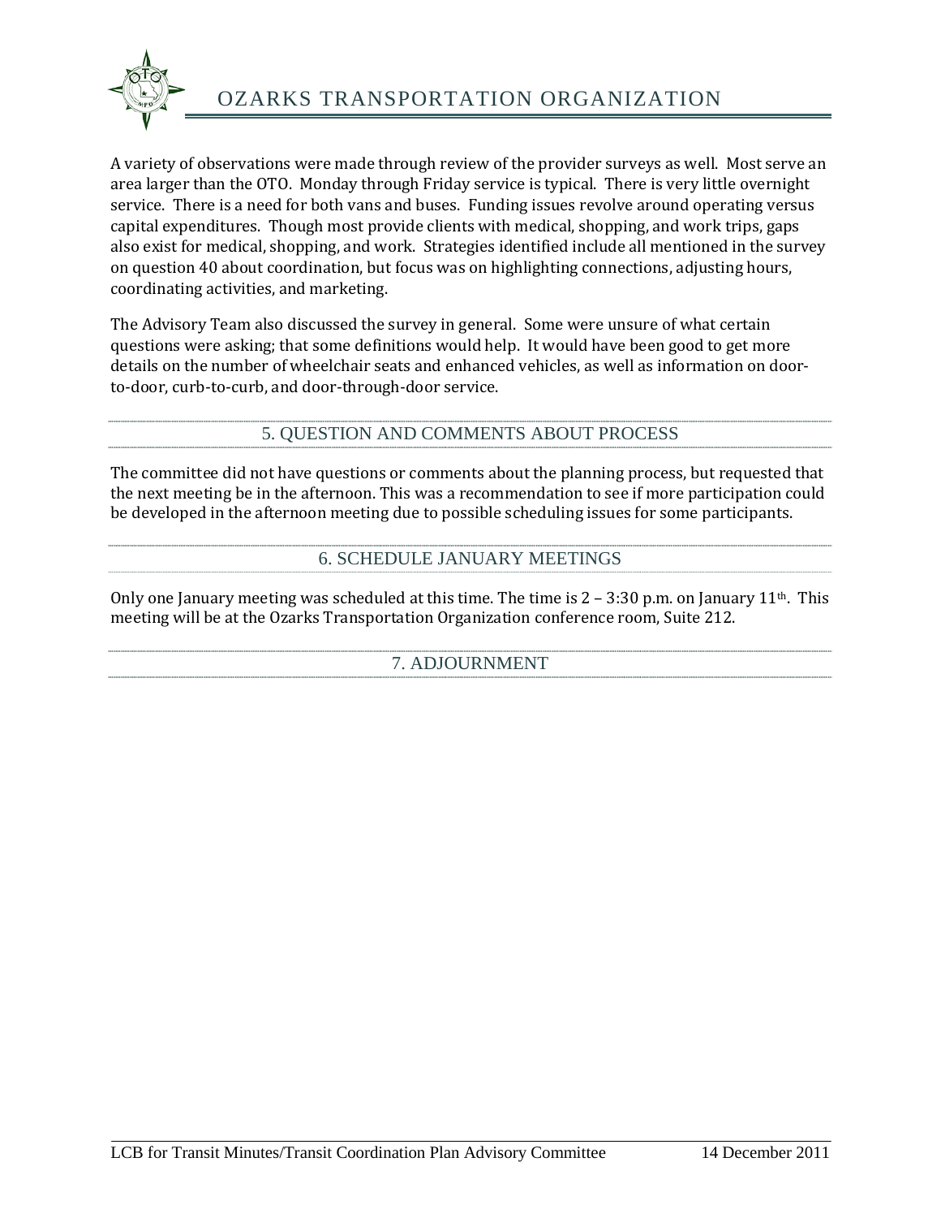A variety of observations were made through review of the provider surveys as well. Most serve an area larger than the OTO. Monday through Friday service is typical. There is very little overnight service. There is a need for both vans and buses. Funding issues revolve around operating versus capital expenditures. Though most provide clients with medical, shopping, and work trips, gaps also exist for medical, shopping, and work. Strategies identified include all mentioned in the survey on question 40 about coordination, but focus was on highlighting connections, adjusting hours, coordinating activities, and marketing.

The Advisory Team also discussed the survey in general. Some were unsure of what certain questions were asking; that some definitions would help. It would have been good to get more details on the number of wheelchair seats and enhanced vehicles, as well as information on door-to-door, curb-to-curb, and door-through-door service.

## 5. QUESTION AND COMMENTS ABOUT PROCESS

The committee did not have questions or comments about the planning process, but requested that the next meeting be in the afternoon. This was a recommendation to see if more participation could be developed in the afternoon meeting due to possible scheduling issues for some participants.

## 6. SCHEDULE JANUARY MEETINGS

Only one January meeting was scheduled at this time. The time is 2 – 3:30 p.m. on January 11th. This meeting will be at the Ozarks Transportation Organization conference room, Suite 212.

## 7. ADJOURNMENT